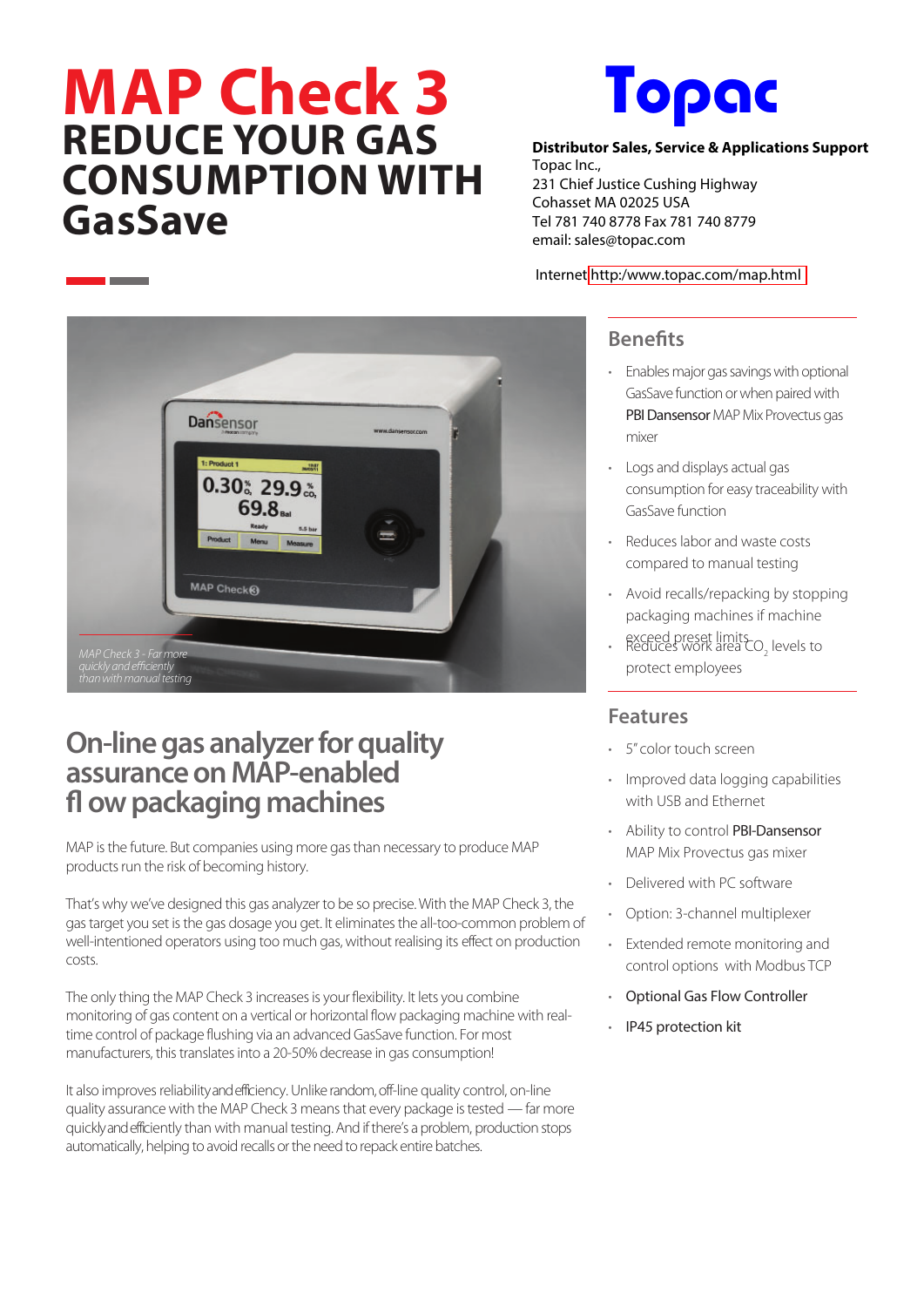# MAP Check 3

# REDUCE YOUR GAS CONSUMPTION WITH GasSave

**Topac**

**Distributor Sales, Service & Applications Support**
Topac Inc.,
231 Chief Justice Cushing Highway
Cohasset MA 02025 USA
Tel 781 740 8778 Fax 781 740 8779
email: sales@topac.com

Internet http:/www.topac.com/map.html

*MAP Check 3 - Far more quickly and efficiently than with manual testing*

## On-line gas analyzer for quality assurance on MAP-enabled fl ow packaging machines

MAP is the future. But companies using more gas than necessary to produce MAP products run the risk of becoming history.

That's why we've designed this gas analyzer to be so precise. With the MAP Check 3, the gas target you set is the gas dosage you get. It eliminates the all-too-common problem of well-intentioned operators using too much gas, without realising its effect on production costs.

The only thing the MAP Check 3 increases is your flexibility. It lets you combine monitoring of gas content on a vertical or horizontal flow packaging machine with real-time control of package flushing via an advanced GasSave function. For most manufacturers, this translates into a 20-50% decrease in gas consumption!

It also improves reliability and efficiency. Unlike random, off-line quality control, on-line quality assurance with the MAP Check 3 means that every package is tested — far more quickly and efficiently than with manual testing. And if there's a problem, production stops automatically, helping to avoid recalls or the need to repack entire batches.

## Benefits

- Enables major gas savings with optional GasSave function or when paired with PBI Dansensor MAP Mix Provectus gas mixer
- Logs and displays actual gas consumption for easy traceability with GasSave function
- Reduces labor and waste costs compared to manual testing
- Avoid recalls/repacking by stopping packaging machines if machine exceed preset limits
- Reduces work area $CO_2$ levels to protect employees

## Features

- 5" color touch screen
- Improved data logging capabilities with USB and Ethernet
- Ability to control PBI-Dansensor MAP Mix Provectus gas mixer
- Delivered with PC software
- Option: 3-channel multiplexer
- Extended remote monitoring and control options with Modbus TCP
- Optional Gas Flow Controller
- IP45 protection kit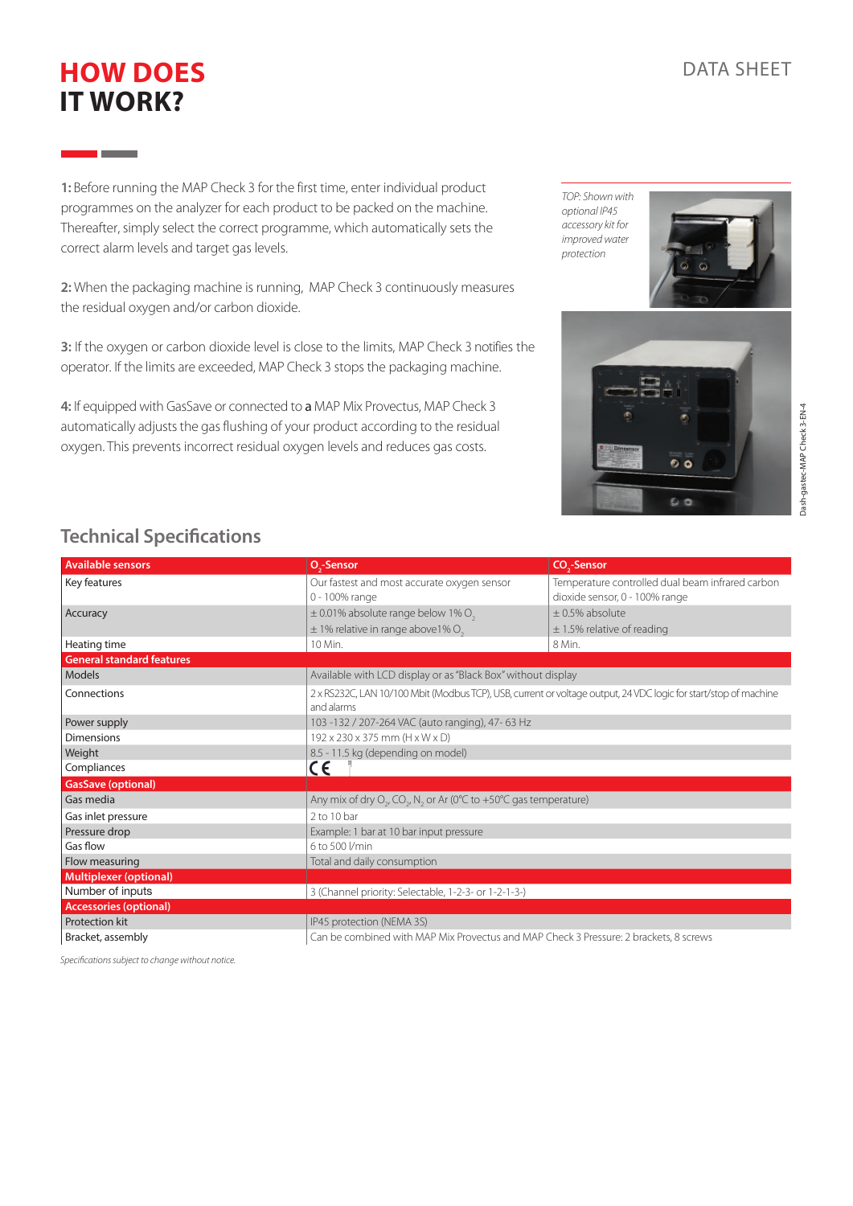# HOW DOES IT WORK?

DATA SHEET

**1:** Before running the MAP Check 3 for the first time, enter individual product programmes on the analyzer for each product to be packed on the machine. Thereafter, simply select the correct programme, which automatically sets the correct alarm levels and target gas levels.

**2:** When the packaging machine is running, MAP Check 3 continuously measures the residual oxygen and/or carbon dioxide.

**3:** If the oxygen or carbon dioxide level is close to the limits, MAP Check 3 notifies the operator. If the limits are exceeded, MAP Check 3 stops the packaging machine.

**4:** If equipped with GasSave or connected to **a** MAP Mix Provectus, MAP Check 3 automatically adjusts the gas flushing of your product according to the residual oxygen. This prevents incorrect residual oxygen levels and reduces gas costs.

*TOP: Shown with optional IP45 accessory kit for improved water protection*

## Technical Specifications

| **Available sensors** | **$O_2$-Sensor** | **$CO_2$-Sensor** |
|---|---|---|
| Key features | Our fastest and most accurate oxygen sensor 0 - 100% range | Temperature controlled dual beam infrared carbon dioxide sensor, 0 - 100% range |
| Accuracy | ± 0.01% absolute range below 1% $O_2$ ± 1% relative in range above1% $O_2$ | ± 0.5% absolute ± 1.5% relative of reading |
| Heating time | 10 Min. | 8 Min. |
| **General standard features** | | |
| Models | Available with LCD display or as "Black Box" without display | |
| Connections | 2 x RS232C, LAN 10/100 Mbit (Modbus TCP), USB, current or voltage output, 24 VDC logic for start/stop of machine and alarms | |
| Power supply | 103 -132 / 207-264 VAC (auto ranging), 47- 63 Hz | |
| Dimensions | 192 x 230 x 375 mm (H x W x D) | |
| Weight | 8.5 - 11.5 kg (depending on model) | |
| Compliances | CE | |
| **GasSave (optional)** | | |
| Gas media | Any mix of dry $O_2$, $CO_2$, $N_2$ or Ar (0°C to +50°C gas temperature) | |
| Gas inlet pressure | 2 to 10 bar | |
| Pressure drop | Example: 1 bar at 10 bar input pressure | |
| Gas flow | 6 to 500 l/min | |
| Flow measuring | Total and daily consumption | |
| **Multiplexer (optional)** | | |
| Number of inputs | 3 (Channel priority: Selectable, 1-2-3- or 1-2-1-3-) | |
| **Accessories (optional)** | | |
| Protection kit | IP45 protection (NEMA 3S) | |
| Bracket, assembly | Can be combined with MAP Mix Provectus and MAP Check 3 Pressure: 2 brackets, 8 screws | |

*Specifications subject to change without notice.*

Dash-gastec-MAP Check 3-EN-4